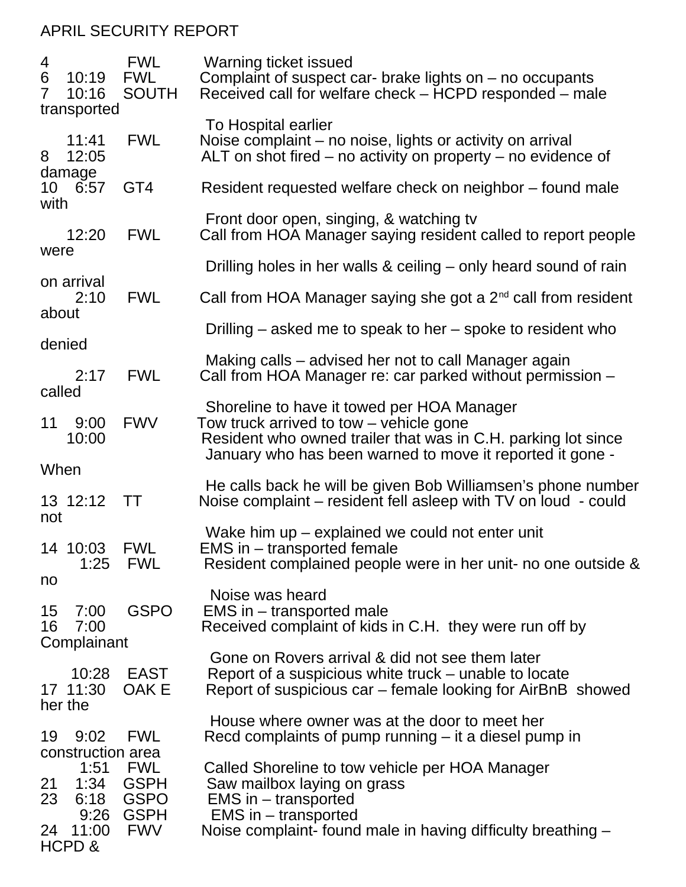APRIL SECURITY REPORT

| Date | Time | Location | Report |
|---|---|---|---|
| 4 | | FWL | Warning ticket issued |
| 6 | 10:19 | FWL | Complaint of suspect car- brake lights on – no occupants |
| 7 | 10:16 | SOUTH | Received call for welfare check – HCPD responded – male transported To Hospital earlier |
| | 11:41 | FWL | Noise complaint – no noise, lights or activity on arrival |
| 8 | 12:05 | | ALT on shot fired – no activity on property – no evidence of damage |
| 10 | 6:57 | GT4 | Resident requested welfare check on neighbor – found male with Front door open, singing, & watching tv |
| | 12:20 | FWL | Call from HOA Manager saying resident called to report people were Drilling holes in her walls & ceiling – only heard sound of rain on arrival |
| | 2:10 | FWL | Call from HOA Manager saying she got a 2nd call from resident about Drilling – asked me to speak to her – spoke to resident who denied Making calls – advised her not to call Manager again |
| | 2:17 | FWL | Call from HOA Manager re: car parked without permission – called Shoreline to have it towed per HOA Manager |
| 11 | 9:00 | FWV | Tow truck arrived to tow – vehicle gone |
| | 10:00 | | Resident who owned trailer that was in C.H. parking lot since January who has been warned to move it reported it gone - When He calls back he will be given Bob Williamsen's phone number |
| 13 | 12:12 | TT | Noise complaint – resident fell asleep with TV on loud - could not Wake him up – explained we could not enter unit |
| 14 | 10:03 | FWL | EMS in – transported female |
| | 1:25 | FWL | Resident complained people were in her unit- no one outside & no Noise was heard |
| 15 | 7:00 | GSPO | EMS in – transported male |
| 16 | 7:00 | | Received complaint of kids in C.H. they were run off by Complainant Gone on Rovers arrival & did not see them later |
| | 10:28 | EAST | Report of a suspicious white truck – unable to locate |
| 17 | 11:30 | OAK E | Report of suspicious car – female looking for AirBnB showed her the House where owner was at the door to meet her |
| 19 | 9:02 | FWL | Recd complaints of pump running – it a diesel pump in construction area |
| | 1:51 | FWL | Called Shoreline to tow vehicle per HOA Manager |
| 21 | 1:34 | GSPH | Saw mailbox laying on grass |
| 23 | 6:18 | GSPO | EMS in – transported |
| | 9:26 | GSPH | EMS in – transported |
| 24 | 11:00 | FWV | Noise complaint- found male in having difficulty breathing – HCPD & |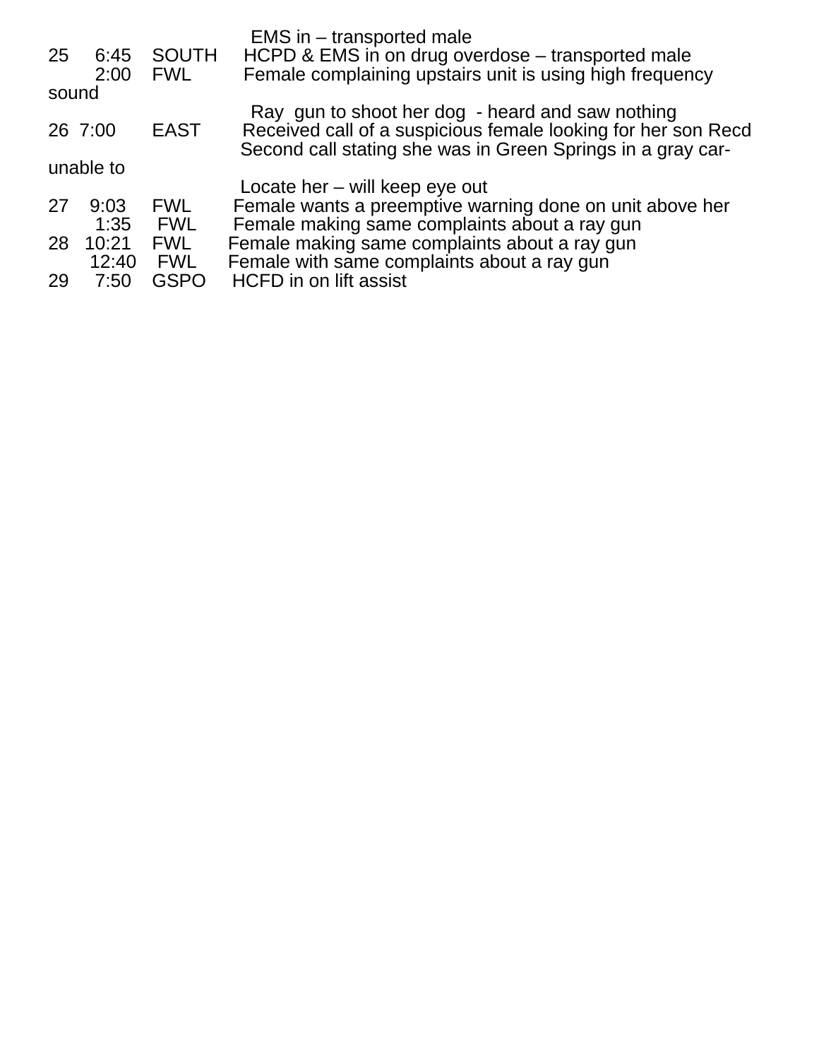| | | | |
|---|---|---|---|
| | | | EMS in – transported male |
| 25 | 6:45 | SOUTH | HCPD & EMS in on drug overdose – transported male |
| | 2:00 | FWL | Female complaining upstairs unit is using high frequency sound Ray gun to shoot her dog - heard and saw nothing |
| 26 | 7:00 | EAST | Received call of a suspicious female looking for her son Recd Second call stating she was in Green Springs in a gray car- unable to Locate her – will keep eye out |
| 27 | 9:03 | FWL | Female wants a preemptive warning done on unit above her |
| | 1:35 | FWL | Female making same complaints about a ray gun |
| 28 | 10:21 | FWL | Female making same complaints about a ray gun |
| | 12:40 | FWL | Female with same complaints about a ray gun |
| 29 | 7:50 | GSPO | HCFD in on lift assist |